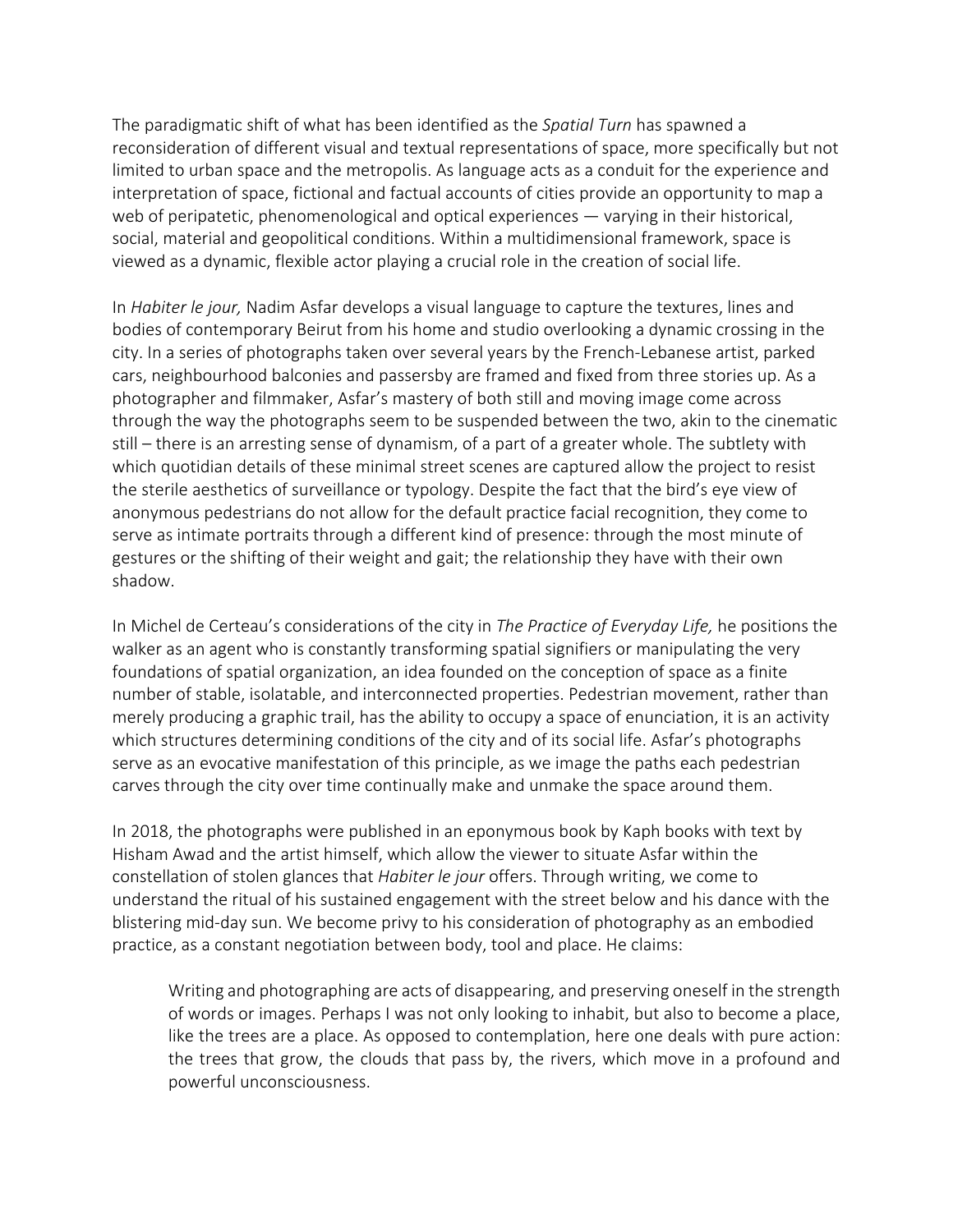The paradigmatic shift of what has been identified as the *Spatial Turn* has spawned a reconsideration of different visual and textual representations of space, more specifically but not limited to urban space and the metropolis. As language acts as a conduit for the experience and interpretation of space, fictional and factual accounts of cities provide an opportunity to map a web of peripatetic, phenomenological and optical experiences — varying in their historical, social, material and geopolitical conditions. Within a multidimensional framework, space is viewed as a dynamic, flexible actor playing a crucial role in the creation of social life.

In *Habiter le jour,* Nadim Asfar develops a visual language to capture the textures, lines and bodies of contemporary Beirut from his home and studio overlooking a dynamic crossing in the city. In a series of photographs taken over several years by the French-Lebanese artist, parked cars, neighbourhood balconies and passersby are framed and fixed from three stories up. As a photographer and filmmaker, Asfar's mastery of both still and moving image come across through the way the photographs seem to be suspended between the two, akin to the cinematic still – there is an arresting sense of dynamism, of a part of a greater whole. The subtlety with which quotidian details of these minimal street scenes are captured allow the project to resist the sterile aesthetics of surveillance or typology. Despite the fact that the bird's eye view of anonymous pedestrians do not allow for the default practice facial recognition, they come to serve as intimate portraits through a different kind of presence: through the most minute of gestures or the shifting of their weight and gait; the relationship they have with their own shadow.

In Michel de Certeau's considerations of the city in *The Practice of Everyday Life,* he positions the walker as an agent who is constantly transforming spatial signifiers or manipulating the very foundations of spatial organization, an idea founded on the conception of space as a finite number of stable, isolatable, and interconnected properties. Pedestrian movement, rather than merely producing a graphic trail, has the ability to occupy a space of enunciation, it is an activity which structures determining conditions of the city and of its social life. Asfar's photographs serve as an evocative manifestation of this principle, as we image the paths each pedestrian carves through the city over time continually make and unmake the space around them.

In 2018, the photographs were published in an eponymous book by Kaph books with text by Hisham Awad and the artist himself, which allow the viewer to situate Asfar within the constellation of stolen glances that *Habiter le jour* offers. Through writing, we come to understand the ritual of his sustained engagement with the street below and his dance with the blistering mid-day sun. We become privy to his consideration of photography as an embodied practice, as a constant negotiation between body, tool and place. He claims:

> Writing and photographing are acts of disappearing, and preserving oneself in the strength of words or images. Perhaps I was not only looking to inhabit, but also to become a place, like the trees are a place. As opposed to contemplation, here one deals with pure action: the trees that grow, the clouds that pass by, the rivers, which move in a profound and powerful unconsciousness.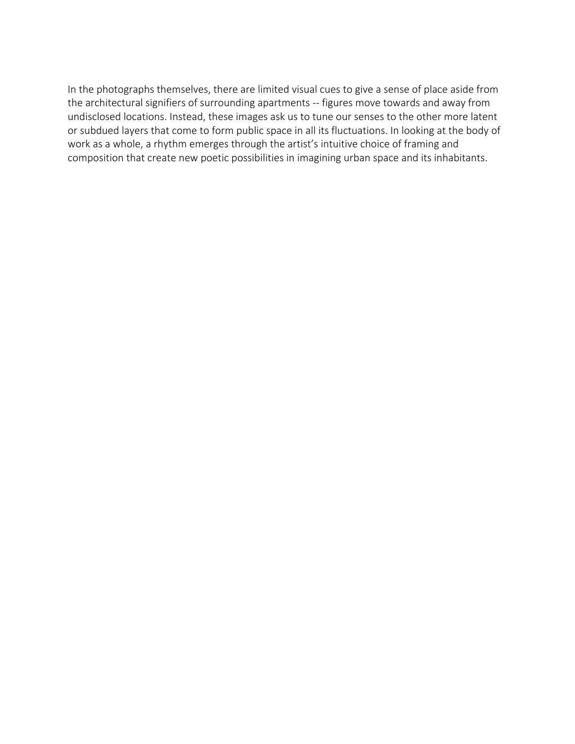In the photographs themselves, there are limited visual cues to give a sense of place aside from the architectural signifiers of surrounding apartments -- figures move towards and away from undisclosed locations. Instead, these images ask us to tune our senses to the other more latent or subdued layers that come to form public space in all its fluctuations. In looking at the body of work as a whole, a rhythm emerges through the artist's intuitive choice of framing and composition that create new poetic possibilities in imagining urban space and its inhabitants.